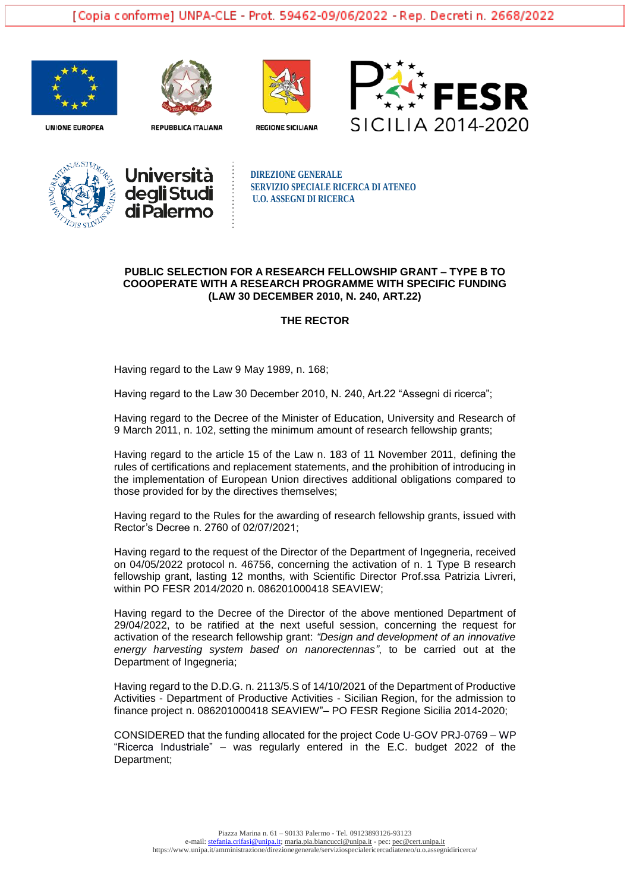[Copia conforme] UNPA-CLE - Prot. 59462-09/06/2022 - Rep. Decreti n. 2668/2022

UNIONE EUROPEA REPUBBLICA ITALIANA REGIONE SICILIANA FESR SICILIA 2014-2020

Università degli Studi di Palermo

DIREZIONE GENERALE
SERVIZIO SPECIALE RICERCA DI ATENEO
U.O. ASSEGNI DI RICERCA

**PUBLIC SELECTION FOR A RESEARCH FELLOWSHIP GRANT – TYPE B TO COOOPERATE WITH A RESEARCH PROGRAMME WITH SPECIFIC FUNDING (LAW 30 DECEMBER 2010, N. 240, ART.22)**

**THE RECTOR**

Having regard to the Law 9 May 1989, n. 168;

Having regard to the Law 30 December 2010, N. 240, Art.22 "Assegni di ricerca";

Having regard to the Decree of the Minister of Education, University and Research of 9 March 2011, n. 102, setting the minimum amount of research fellowship grants;

Having regard to the article 15 of the Law n. 183 of 11 November 2011, defining the rules of certifications and replacement statements, and the prohibition of introducing in the implementation of European Union directives additional obligations compared to those provided for by the directives themselves;

Having regard to the Rules for the awarding of research fellowship grants, issued with Rector's Decree n. 2760 of 02/07/2021;

Having regard to the request of the Director of the Department of Ingegneria, received on 04/05/2022 protocol n. 46756, concerning the activation of n. 1 Type B research fellowship grant, lasting 12 months, with Scientific Director Prof.ssa Patrizia Livreri, within PO FESR 2014/2020 n. 086201000418 SEAVIEW;

Having regard to the Decree of the Director of the above mentioned Department of 29/04/2022, to be ratified at the next useful session, concerning the request for activation of the research fellowship grant: *"Design and development of an innovative energy harvesting system based on nanorectennas"*, to be carried out at the Department of Ingegneria;

Having regard to the D.D.G. n. 2113/5.S of 14/10/2021 of the Department of Productive Activities - Department of Productive Activities - Sicilian Region, for the admission to finance project n. 086201000418 SEAVIEW"– PO FESR Regione Sicilia 2014-2020;

CONSIDERED that the funding allocated for the project Code U-GOV PRJ-0769 – WP "Ricerca Industriale" – was regularly entered in the E.C. budget 2022 of the Department;

Piazza Marina n. 61 – 90133 Palermo - Tel. 09123893126-93123
e-mail: stefania.crifasi@unipa.it; maria.pia.biancucci@unipa.it - pec: pec@cert.unipa.it
https://www.unipa.it/amministrazione/direzionegenerale/serviziospecialericercadiateneo/u.o.assegnidiricerca/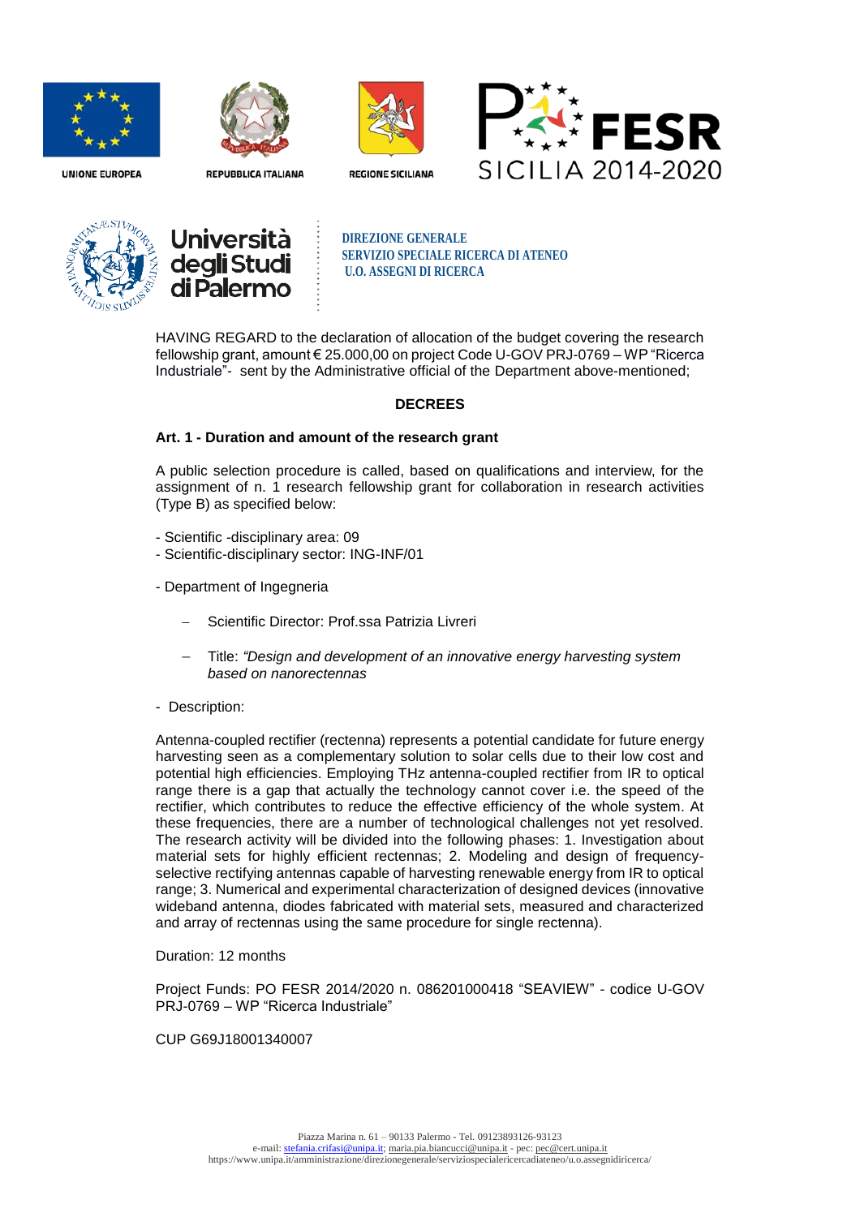HAVING REGARD to the declaration of allocation of the budget covering the research fellowship grant, amount € 25.000,00 on project Code U-GOV PRJ-0769 – WP "Ricerca Industriale"- sent by the Administrative official of the Department above-mentioned;

**DECREES**

**Art. 1 - Duration and amount of the research grant**

A public selection procedure is called, based on qualifications and interview, for the assignment of n. 1 research fellowship grant for collaboration in research activities (Type B) as specified below:

- Scientific -disciplinary area: 09
- Scientific-disciplinary sector: ING-INF/01

- Department of Ingegneria

  - Scientific Director: Prof.ssa Patrizia Livreri

  - Title: *"Design and development of an innovative energy harvesting system based on nanorectennas*

- Description:

Antenna-coupled rectifier (rectenna) represents a potential candidate for future energy harvesting seen as a complementary solution to solar cells due to their low cost and potential high efficiencies. Employing THz antenna-coupled rectifier from IR to optical range there is a gap that actually the technology cannot cover i.e. the speed of the rectifier, which contributes to reduce the effective efficiency of the whole system. At these frequencies, there are a number of technological challenges not yet resolved. The research activity will be divided into the following phases: 1. Investigation about material sets for highly efficient rectennas; 2. Modeling and design of frequency-selective rectifying antennas capable of harvesting renewable energy from IR to optical range; 3. Numerical and experimental characterization of designed devices (innovative wideband antenna, diodes fabricated with material sets, measured and characterized and array of rectennas using the same procedure for single rectenna).

Duration: 12 months

Project Funds: PO FESR 2014/2020 n. 086201000418 "SEAVIEW" - codice U-GOV PRJ-0769 – WP "Ricerca Industriale"

CUP G69J18001340007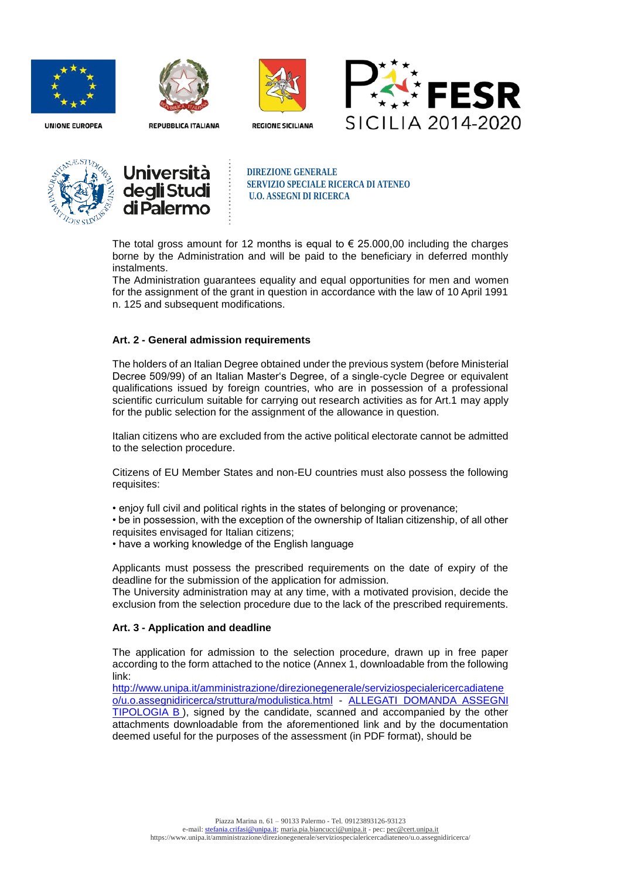The total gross amount for 12 months is equal to € 25.000,00 including the charges borne by the Administration and will be paid to the beneficiary in deferred monthly instalments.

The Administration guarantees equality and equal opportunities for men and women for the assignment of the grant in question in accordance with the law of 10 April 1991 n. 125 and subsequent modifications.

### Art. 2 - General admission requirements

The holders of an Italian Degree obtained under the previous system (before Ministerial Decree 509/99) of an Italian Master's Degree, of a single-cycle Degree or equivalent qualifications issued by foreign countries, who are in possession of a professional scientific curriculum suitable for carrying out research activities as for Art.1 may apply for the public selection for the assignment of the allowance in question.

Italian citizens who are excluded from the active political electorate cannot be admitted to the selection procedure.

Citizens of EU Member States and non-EU countries must also possess the following requisites:

- enjoy full civil and political rights in the states of belonging or provenance;
- be in possession, with the exception of the ownership of Italian citizenship, of all other requisites envisaged for Italian citizens;
- have a working knowledge of the English language

Applicants must possess the prescribed requirements on the date of expiry of the deadline for the submission of the application for admission.

The University administration may at any time, with a motivated provision, decide the exclusion from the selection procedure due to the lack of the prescribed requirements.

### Art. 3 - Application and deadline

The application for admission to the selection procedure, drawn up in free paper according to the form attached to the notice (Annex 1, downloadable from the following link: http://www.unipa.it/amministrazione/direzionegenerale/serviziospecialericercadiateneo/u.o.assegnidiricerca/struttura/modulistica.html - ALLEGATI DOMANDA ASSEGNI TIPOLOGIA B ), signed by the candidate, scanned and accompanied by the other attachments downloadable from the aforementioned link and by the documentation deemed useful for the purposes of the assessment (in PDF format), should be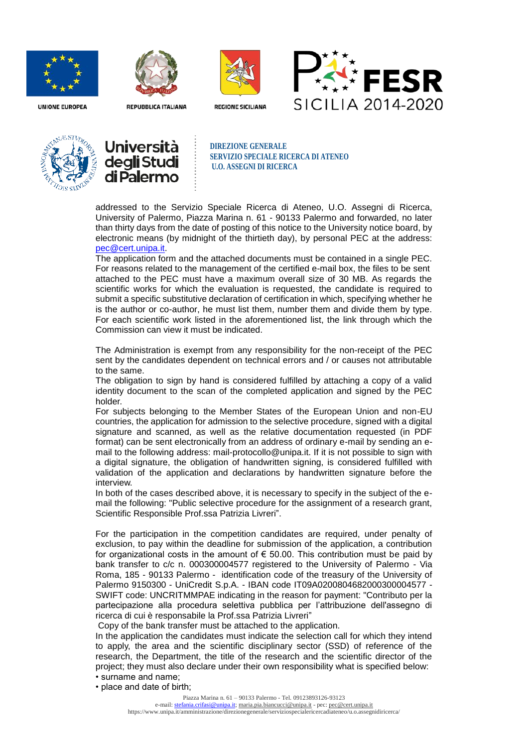addressed to the Servizio Speciale Ricerca di Ateneo, U.O. Assegni di Ricerca, University of Palermo, Piazza Marina n. 61 - 90133 Palermo and forwarded, no later than thirty days from the date of posting of this notice to the University notice board, by electronic means (by midnight of the thirtieth day), by personal PEC at the address: pec@cert.unipa.it.

The application form and the attached documents must be contained in a single PEC. For reasons related to the management of the certified e-mail box, the files to be sent attached to the PEC must have a maximum overall size of 30 MB. As regards the scientific works for which the evaluation is requested, the candidate is required to submit a specific substitutive declaration of certification in which, specifying whether he is the author or co-author, he must list them, number them and divide them by type. For each scientific work listed in the aforementioned list, the link through which the Commission can view it must be indicated.

The Administration is exempt from any responsibility for the non-receipt of the PEC sent by the candidates dependent on technical errors and / or causes not attributable to the same.

The obligation to sign by hand is considered fulfilled by attaching a copy of a valid identity document to the scan of the completed application and signed by the PEC holder.

For subjects belonging to the Member States of the European Union and non-EU countries, the application for admission to the selective procedure, signed with a digital signature and scanned, as well as the relative documentation requested (in PDF format) can be sent electronically from an address of ordinary e-mail by sending an e-mail to the following address: mail-protocollo@unipa.it. If it is not possible to sign with a digital signature, the obligation of handwritten signing, is considered fulfilled with validation of the application and declarations by handwritten signature before the interview.

In both of the cases described above, it is necessary to specify in the subject of the e-mail the following: "Public selective procedure for the assignment of a research grant, Scientific Responsible Prof.ssa Patrizia Livreri".

For the participation in the competition candidates are required, under penalty of exclusion, to pay within the deadline for submission of the application, a contribution for organizational costs in the amount of € 50.00. This contribution must be paid by bank transfer to c/c n. 000300004577 registered to the University of Palermo - Via Roma, 185 - 90133 Palermo - identification code of the treasury of the University of Palermo 9150300 - UniCredit S.p.A. - IBAN code IT09A0200804682000300004577 - SWIFT code: UNCRITMMPAE indicating in the reason for payment: "Contributo per la partecipazione alla procedura selettiva pubblica per l'attribuzione dell'assegno di ricerca di cui è responsabile la Prof.ssa Patrizia Livreri"

Copy of the bank transfer must be attached to the application.

In the application the candidates must indicate the selection call for which they intend to apply, the area and the scientific disciplinary sector (SSD) of reference of the research, the Department, the title of the research and the scientific director of the project; they must also declare under their own responsibility what is specified below:

- surname and name;
- place and date of birth;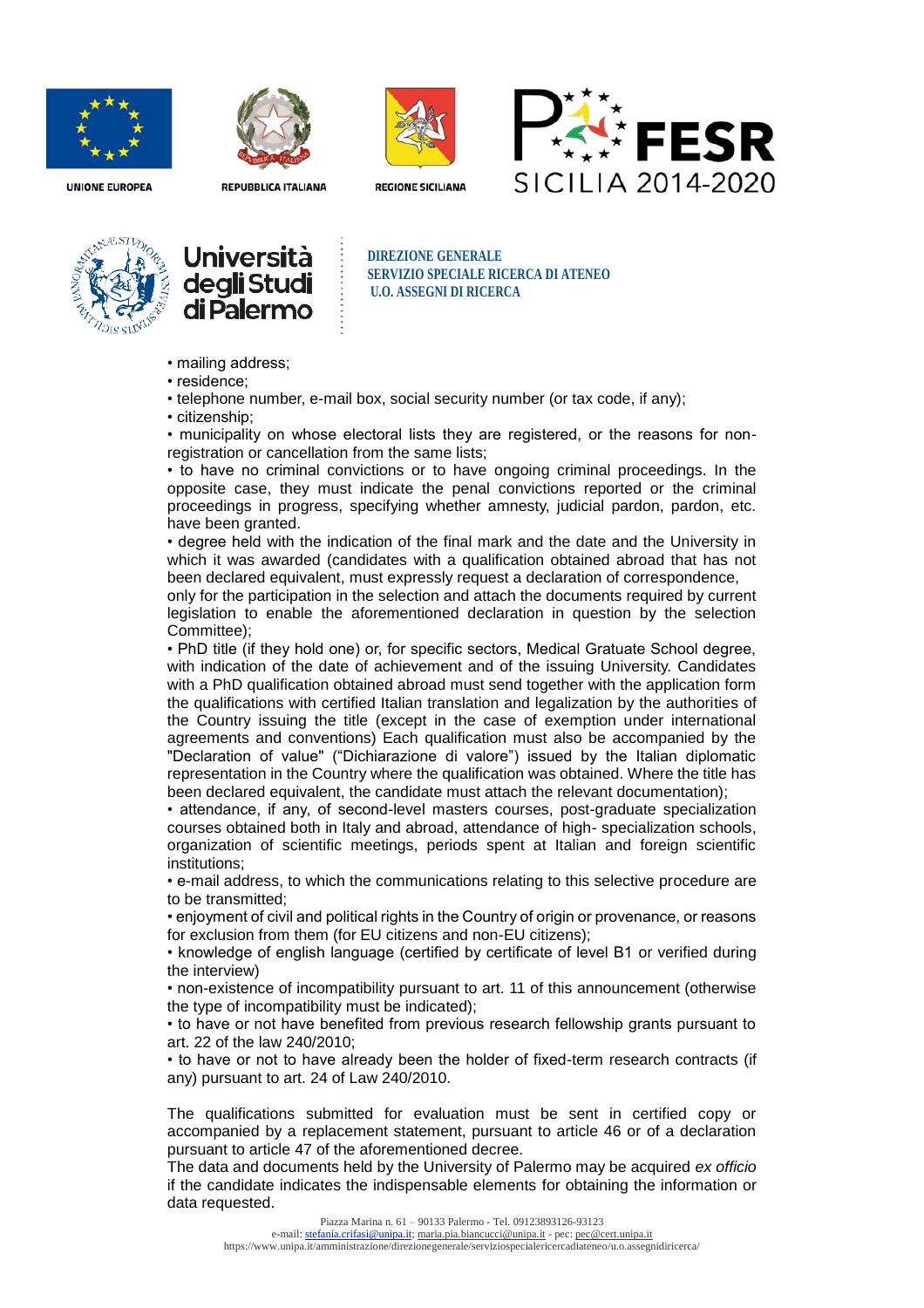- mailing address;
- residence;
- telephone number, e-mail box, social security number (or tax code, if any);
- citizenship;
- municipality on whose electoral lists they are registered, or the reasons for non-registration or cancellation from the same lists;
- to have no criminal convictions or to have ongoing criminal proceedings. In the opposite case, they must indicate the penal convictions reported or the criminal proceedings in progress, specifying whether amnesty, judicial pardon, pardon, etc. have been granted.
- degree held with the indication of the final mark and the date and the University in which it was awarded (candidates with a qualification obtained abroad that has not been declared equivalent, must expressly request a declaration of correspondence, only for the participation in the selection and attach the documents required by current legislation to enable the aforementioned declaration in question by the selection Committee);
- PhD title (if they hold one) or, for specific sectors, Medical Gratuate School degree, with indication of the date of achievement and of the issuing University. Candidates with a PhD qualification obtained abroad must send together with the application form the qualifications with certified Italian translation and legalization by the authorities of the Country issuing the title (except in the case of exemption under international agreements and conventions) Each qualification must also be accompanied by the "Declaration of value" ("Dichiarazione di valore") issued by the Italian diplomatic representation in the Country where the qualification was obtained. Where the title has been declared equivalent, the candidate must attach the relevant documentation);
- attendance, if any, of second-level masters courses, post-graduate specialization courses obtained both in Italy and abroad, attendance of high- specialization schools, organization of scientific meetings, periods spent at Italian and foreign scientific institutions;
- e-mail address, to which the communications relating to this selective procedure are to be transmitted;
- enjoyment of civil and political rights in the Country of origin or provenance, or reasons for exclusion from them (for EU citizens and non-EU citizens);
- knowledge of english language (certified by certificate of level B1 or verified during the interview)
- non-existence of incompatibility pursuant to art. 11 of this announcement (otherwise the type of incompatibility must be indicated);
- to have or not have benefited from previous research fellowship grants pursuant to art. 22 of the law 240/2010;
- to have or not to have already been the holder of fixed-term research contracts (if any) pursuant to art. 24 of Law 240/2010.

The qualifications submitted for evaluation must be sent in certified copy or accompanied by a replacement statement, pursuant to article 46 or of a declaration pursuant to article 47 of the aforementioned decree.
The data and documents held by the University of Palermo may be acquired *ex officio* if the candidate indicates the indispensable elements for obtaining the information or data requested.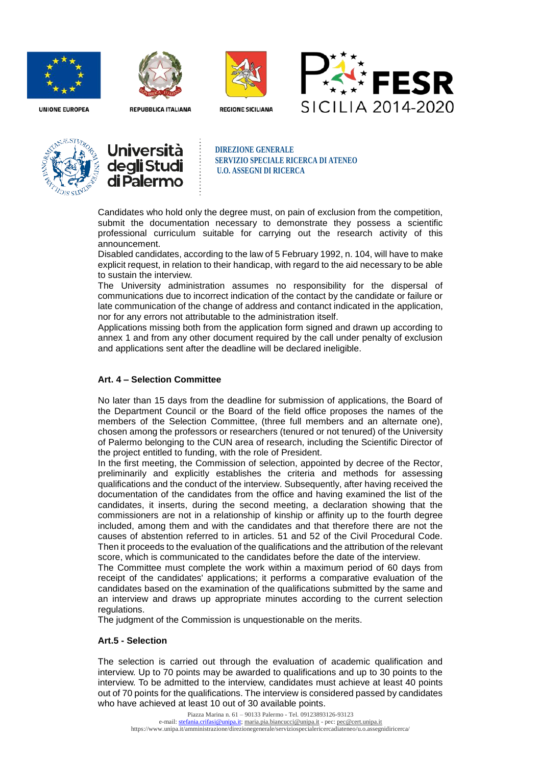Candidates who hold only the degree must, on pain of exclusion from the competition, submit the documentation necessary to demonstrate they possess a scientific professional curriculum suitable for carrying out the research activity of this announcement.

Disabled candidates, according to the law of 5 February 1992, n. 104, will have to make explicit request, in relation to their handicap, with regard to the aid necessary to be able to sustain the interview.

The University administration assumes no responsibility for the dispersal of communications due to incorrect indication of the contact by the candidate or failure or late communication of the change of address and contanct indicated in the application, nor for any errors not attributable to the administration itself.

Applications missing both from the application form signed and drawn up according to annex 1 and from any other document required by the call under penalty of exclusion and applications sent after the deadline will be declared ineligible.

### Art. 4 – Selection Committee

No later than 15 days from the deadline for submission of applications, the Board of the Department Council or the Board of the field office proposes the names of the members of the Selection Committee, (three full members and an alternate one), chosen among the professors or researchers (tenured or not tenured) of the University of Palermo belonging to the CUN area of research, including the Scientific Director of the project entitled to funding, with the role of President.

In the first meeting, the Commission of selection, appointed by decree of the Rector, preliminarily and explicitly establishes the criteria and methods for assessing qualifications and the conduct of the interview. Subsequently, after having received the documentation of the candidates from the office and having examined the list of the candidates, it inserts, during the second meeting, a declaration showing that the commissioners are not in a relationship of kinship or affinity up to the fourth degree included, among them and with the candidates and that therefore there are not the causes of abstention referred to in articles. 51 and 52 of the Civil Procedural Code. Then it proceeds to the evaluation of the qualifications and the attribution of the relevant score, which is communicated to the candidates before the date of the interview.

The Committee must complete the work within a maximum period of 60 days from receipt of the candidates' applications; it performs a comparative evaluation of the candidates based on the examination of the qualifications submitted by the same and an interview and draws up appropriate minutes according to the current selection regulations.

The judgment of the Commission is unquestionable on the merits.

### Art.5 - Selection

The selection is carried out through the evaluation of academic qualification and interview. Up to 70 points may be awarded to qualifications and up to 30 points to the interview. To be admitted to the interview, candidates must achieve at least 40 points out of 70 points for the qualifications. The interview is considered passed by candidates who have achieved at least 10 out of 30 available points.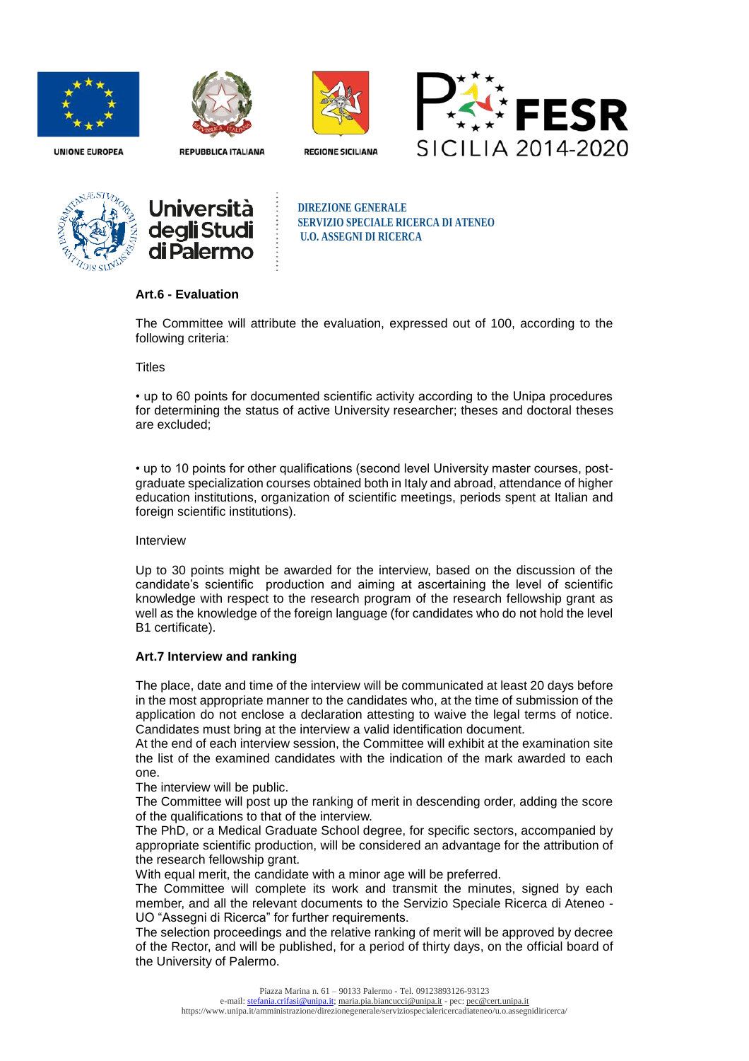## Art.6 - Evaluation

The Committee will attribute the evaluation, expressed out of 100, according to the following criteria:

Titles

• up to 60 points for documented scientific activity according to the Unipa procedures for determining the status of active University researcher; theses and doctoral theses are excluded;

• up to 10 points for other qualifications (second level University master courses, post-graduate specialization courses obtained both in Italy and abroad, attendance of higher education institutions, organization of scientific meetings, periods spent at Italian and foreign scientific institutions).

Interview

Up to 30 points might be awarded for the interview, based on the discussion of the candidate's scientific production and aiming at ascertaining the level of scientific knowledge with respect to the research program of the research fellowship grant as well as the knowledge of the foreign language (for candidates who do not hold the level B1 certificate).

## Art.7 Interview and ranking

The place, date and time of the interview will be communicated at least 20 days before in the most appropriate manner to the candidates who, at the time of submission of the application do not enclose a declaration attesting to waive the legal terms of notice. Candidates must bring at the interview a valid identification document.

At the end of each interview session, the Committee will exhibit at the examination site the list of the examined candidates with the indication of the mark awarded to each one.

The interview will be public.

The Committee will post up the ranking of merit in descending order, adding the score of the qualifications to that of the interview.

The PhD, or a Medical Graduate School degree, for specific sectors, accompanied by appropriate scientific production, will be considered an advantage for the attribution of the research fellowship grant.

With equal merit, the candidate with a minor age will be preferred.

The Committee will complete its work and transmit the minutes, signed by each member, and all the relevant documents to the Servizio Speciale Ricerca di Ateneo - UO "Assegni di Ricerca" for further requirements.

The selection proceedings and the relative ranking of merit will be approved by decree of the Rector, and will be published, for a period of thirty days, on the official board of the University of Palermo.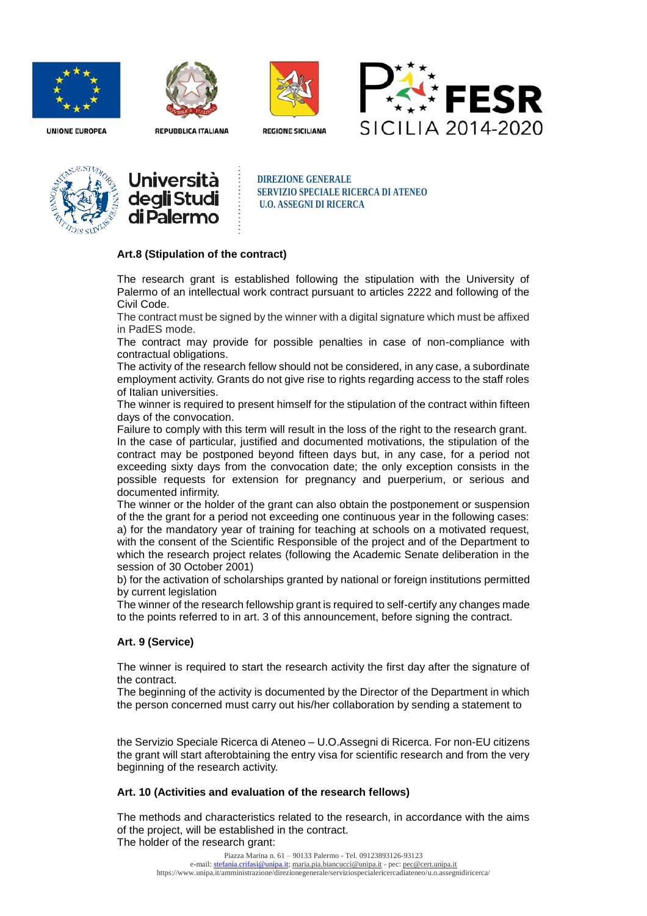**Art.8 (Stipulation of the contract)**

The research grant is established following the stipulation with the University of Palermo of an intellectual work contract pursuant to articles 2222 and following of the Civil Code.
The contract must be signed by the winner with a digital signature which must be affixed in PadES mode.
The contract may provide for possible penalties in case of non-compliance with contractual obligations.
The activity of the research fellow should not be considered, in any case, a subordinate employment activity. Grants do not give rise to rights regarding access to the staff roles of Italian universities.
The winner is required to present himself for the stipulation of the contract within fifteen days of the convocation.
Failure to comply with this term will result in the loss of the right to the research grant.
In the case of particular, justified and documented motivations, the stipulation of the contract may be postponed beyond fifteen days but, in any case, for a period not exceeding sixty days from the convocation date; the only exception consists in the possible requests for extension for pregnancy and puerperium, or serious and documented infirmity.
The winner or the holder of the grant can also obtain the postponement or suspension of the the grant for a period not exceeding one continuous year in the following cases:
a) for the mandatory year of training for teaching at schools on a motivated request, with the consent of the Scientific Responsible of the project and of the Department to which the research project relates (following the Academic Senate deliberation in the session of 30 October 2001)
b) for the activation of scholarships granted by national or foreign institutions permitted by current legislation
The winner of the research fellowship grant is required to self-certify any changes made to the points referred to in art. 3 of this announcement, before signing the contract.

**Art. 9 (Service)**

The winner is required to start the research activity the first day after the signature of the contract.
The beginning of the activity is documented by the Director of the Department in which the person concerned must carry out his/her collaboration by sending a statement to the Servizio Speciale Ricerca di Ateneo – U.O.Assegni di Ricerca. For non-EU citizens the grant will start afterobtaining the entry visa for scientific research and from the very beginning of the research activity.

**Art. 10 (Activities and evaluation of the research fellows)**

The methods and characteristics related to the research, in accordance with the aims of the project, will be established in the contract.
The holder of the research grant: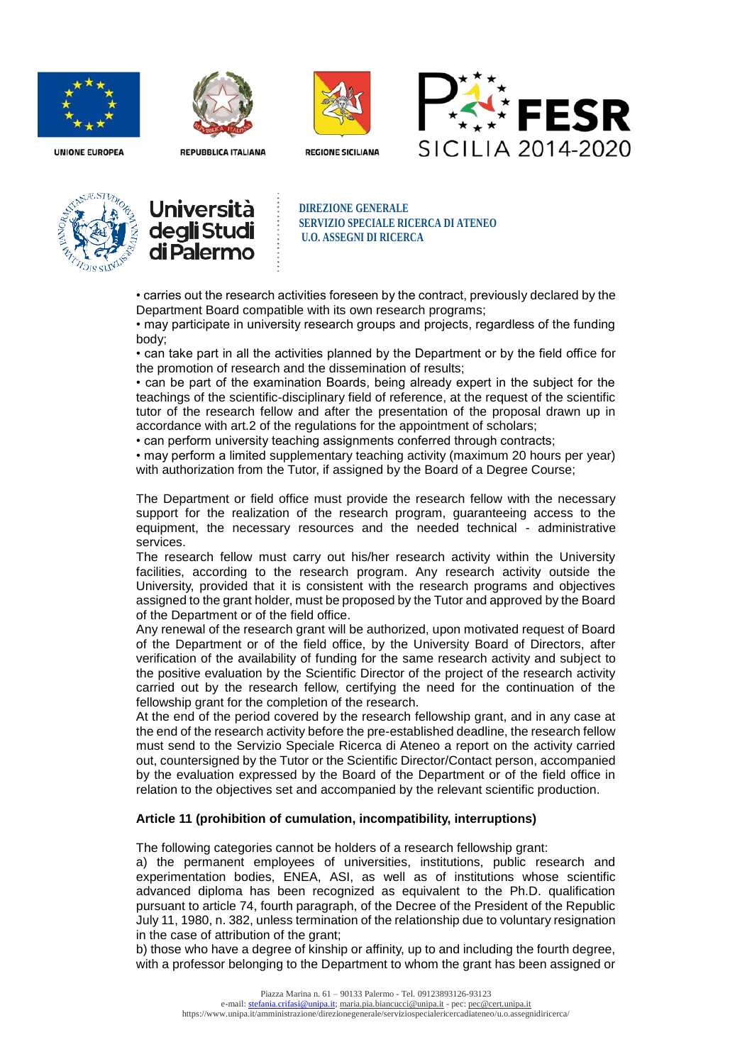• carries out the research activities foreseen by the contract, previously declared by the Department Board compatible with its own research programs;
• may participate in university research groups and projects, regardless of the funding body;
• can take part in all the activities planned by the Department or by the field office for the promotion of research and the dissemination of results;
• can be part of the examination Boards, being already expert in the subject for the teachings of the scientific-disciplinary field of reference, at the request of the scientific tutor of the research fellow and after the presentation of the proposal drawn up in accordance with art.2 of the regulations for the appointment of scholars;
• can perform university teaching assignments conferred through contracts;
• may perform a limited supplementary teaching activity (maximum 20 hours per year) with authorization from the Tutor, if assigned by the Board of a Degree Course;

The Department or field office must provide the research fellow with the necessary support for the realization of the research program, guaranteeing access to the equipment, the necessary resources and the needed technical - administrative services.
The research fellow must carry out his/her research activity within the University facilities, according to the research program. Any research activity outside the University, provided that it is consistent with the research programs and objectives assigned to the grant holder, must be proposed by the Tutor and approved by the Board of the Department or of the field office.
Any renewal of the research grant will be authorized, upon motivated request of Board of the Department or of the field office, by the University Board of Directors, after verification of the availability of funding for the same research activity and subject to the positive evaluation by the Scientific Director of the project of the research activity carried out by the research fellow, certifying the need for the continuation of the fellowship grant for the completion of the research.
At the end of the period covered by the research fellowship grant, and in any case at the end of the research activity before the pre-established deadline, the research fellow must send to the Servizio Speciale Ricerca di Ateneo a report on the activity carried out, countersigned by the Tutor or the Scientific Director/Contact person, accompanied by the evaluation expressed by the Board of the Department or of the field office in relation to the objectives set and accompanied by the relevant scientific production.

**Article 11 (prohibition of cumulation, incompatibility, interruptions)**

The following categories cannot be holders of a research fellowship grant:
a) the permanent employees of universities, institutions, public research and experimentation bodies, ENEA, ASI, as well as of institutions whose scientific advanced diploma has been recognized as equivalent to the Ph.D. qualification pursuant to article 74, fourth paragraph, of the Decree of the President of the Republic July 11, 1980, n. 382, unless termination of the relationship due to voluntary resignation in the case of attribution of the grant;
b) those who have a degree of kinship or affinity, up to and including the fourth degree, with a professor belonging to the Department to whom the grant has been assigned or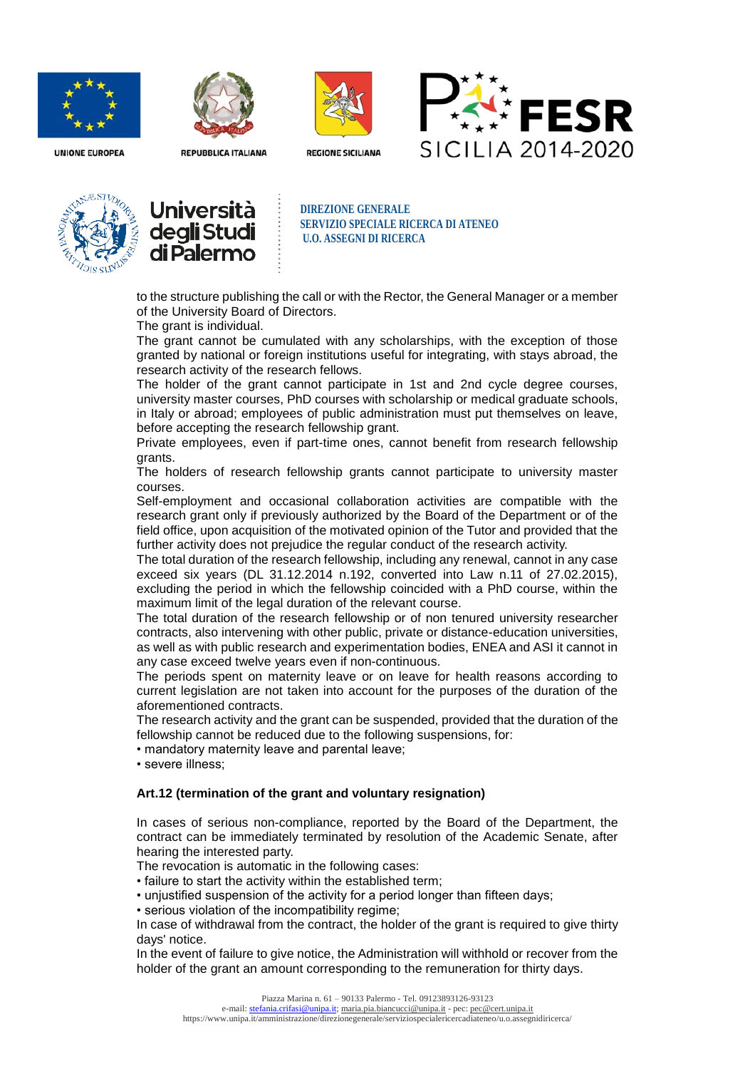to the structure publishing the call or with the Rector, the General Manager or a member of the University Board of Directors.

The grant is individual.

The grant cannot be cumulated with any scholarships, with the exception of those granted by national or foreign institutions useful for integrating, with stays abroad, the research activity of the research fellows.

The holder of the grant cannot participate in 1st and 2nd cycle degree courses, university master courses, PhD courses with scholarship or medical graduate schools, in Italy or abroad; employees of public administration must put themselves on leave, before accepting the research fellowship grant.

Private employees, even if part-time ones, cannot benefit from research fellowship grants.

The holders of research fellowship grants cannot participate to university master courses.

Self-employment and occasional collaboration activities are compatible with the research grant only if previously authorized by the Board of the Department or of the field office, upon acquisition of the motivated opinion of the Tutor and provided that the further activity does not prejudice the regular conduct of the research activity.

The total duration of the research fellowship, including any renewal, cannot in any case exceed six years (DL 31.12.2014 n.192, converted into Law n.11 of 27.02.2015), excluding the period in which the fellowship coincided with a PhD course, within the maximum limit of the legal duration of the relevant course.

The total duration of the research fellowship or of non tenured university researcher contracts, also intervening with other public, private or distance-education universities, as well as with public research and experimentation bodies, ENEA and ASI it cannot in any case exceed twelve years even if non-continuous.

The periods spent on maternity leave or on leave for health reasons according to current legislation are not taken into account for the purposes of the duration of the aforementioned contracts.

The research activity and the grant can be suspended, provided that the duration of the fellowship cannot be reduced due to the following suspensions, for:

- mandatory maternity leave and parental leave;
- severe illness;

**Art.12 (termination of the grant and voluntary resignation)**

In cases of serious non-compliance, reported by the Board of the Department, the contract can be immediately terminated by resolution of the Academic Senate, after hearing the interested party.

The revocation is automatic in the following cases:

- failure to start the activity within the established term;
- unjustified suspension of the activity for a period longer than fifteen days;
- serious violation of the incompatibility regime;

In case of withdrawal from the contract, the holder of the grant is required to give thirty days' notice.

In the event of failure to give notice, the Administration will withhold or recover from the holder of the grant an amount corresponding to the remuneration for thirty days.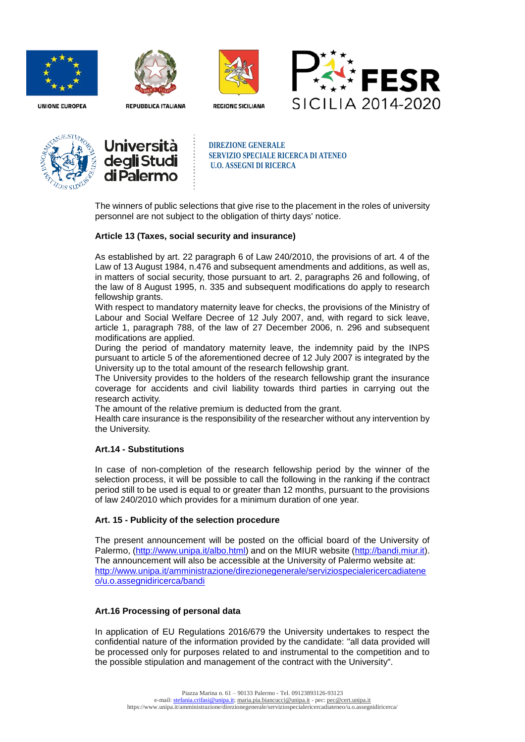The winners of public selections that give rise to the placement in the roles of university personnel are not subject to the obligation of thirty days' notice.

**Article 13 (Taxes, social security and insurance)**

As established by art. 22 paragraph 6 of Law 240/2010, the provisions of art. 4 of the Law of 13 August 1984, n.476 and subsequent amendments and additions, as well as, in matters of social security, those pursuant to art. 2, paragraphs 26 and following, of the law of 8 August 1995, n. 335 and subsequent modifications do apply to research fellowship grants.
With respect to mandatory maternity leave for checks, the provisions of the Ministry of Labour and Social Welfare Decree of 12 July 2007, and, with regard to sick leave, article 1, paragraph 788, of the law of 27 December 2006, n. 296 and subsequent modifications are applied.
During the period of mandatory maternity leave, the indemnity paid by the INPS pursuant to article 5 of the aforementioned decree of 12 July 2007 is integrated by the University up to the total amount of the research fellowship grant.
The University provides to the holders of the research fellowship grant the insurance coverage for accidents and civil liability towards third parties in carrying out the research activity.
The amount of the relative premium is deducted from the grant.
Health care insurance is the responsibility of the researcher without any intervention by the University.

**Art.14 - Substitutions**

In case of non-completion of the research fellowship period by the winner of the selection process, it will be possible to call the following in the ranking if the contract period still to be used is equal to or greater than 12 months, pursuant to the provisions of law 240/2010 which provides for a minimum duration of one year.

**Art. 15 - Publicity of the selection procedure**

The present announcement will be posted on the official board of the University of Palermo, (http://www.unipa.it/albo.html) and on the MIUR website (http://bandi.miur.it).
The announcement will also be accessible at the University of Palermo website at:
http://www.unipa.it/amministrazione/direzionegenerale/serviziospecialericercadiateneo/u.o.assegnidiricerca/bandi

**Art.16 Processing of personal data**

In application of EU Regulations 2016/679 the University undertakes to respect the confidential nature of the information provided by the candidate: "all data provided will be processed only for purposes related to and instrumental to the competition and to the possible stipulation and management of the contract with the University".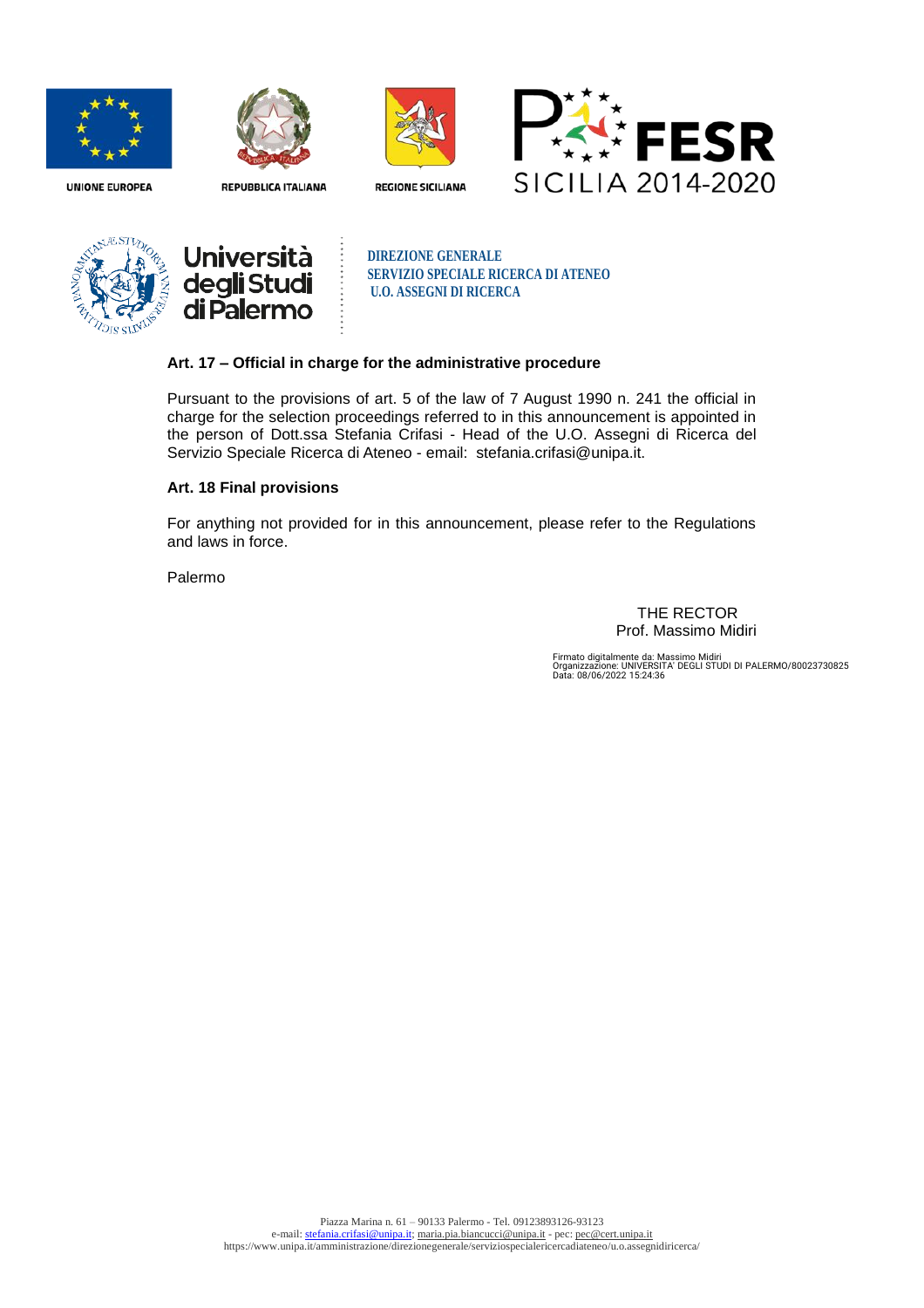**DIREZIONE GENERALE**
**SERVIZIO SPECIALE RICERCA DI ATENEO**
**U.O. ASSEGNI DI RICERCA**

### Art. 17 – Official in charge for the administrative procedure

Pursuant to the provisions of art. 5 of the law of 7 August 1990 n. 241 the official in charge for the selection proceedings referred to in this announcement is appointed in the person of Dott.ssa Stefania Crifasi - Head of the U.O. Assegni di Ricerca del Servizio Speciale Ricerca di Ateneo - email: stefania.crifasi@unipa.it.

### Art. 18 Final provisions

For anything not provided for in this announcement, please refer to the Regulations and laws in force.

Palermo

THE RECTOR
Prof. Massimo Midiri

Firmato digitalmente da: Massimo Midiri
Organizzazione: UNIVERSITA' DEGLI STUDI DI PALERMO/80023730825
Data: 08/06/2022 15:24:36

Piazza Marina n. 61 – 90133 Palermo - Tel. 09123893126-93123
e-mail: stefania.crifasi@unipa.it; maria.pia.biancucci@unipa.it - pec: pec@cert.unipa.it
https://www.unipa.it/amministrazione/direzionegenerale/serviziospecialericercadiateneo/u.o.assegnidiricerca/